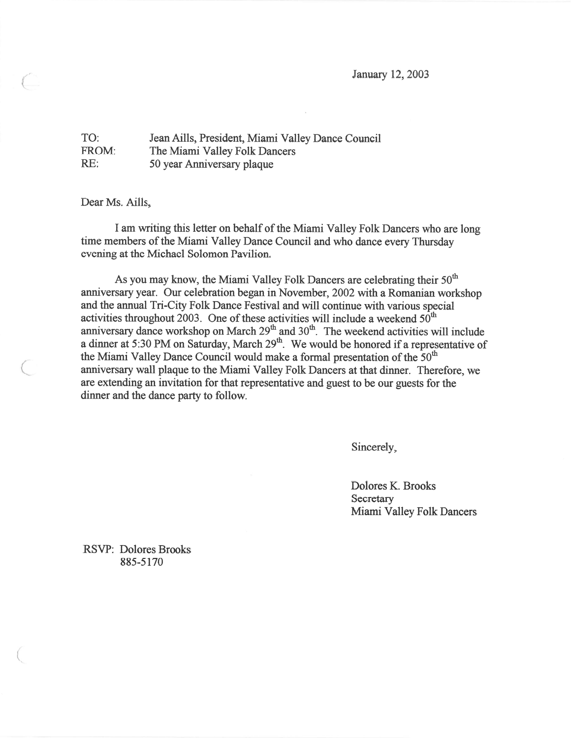January 12, 2003

TO: Jean Aills, President, Miami Valley Dance Council
FROM: The Miami Valley Folk Dancers
RE: 50 year Anniversary plaque

Dear Ms. Aills,

I am writing this letter on behalf of the Miami Valley Folk Dancers who are long time members of the Miami Valley Dance Council and who dance every Thursday evening at the Michael Solomon Pavilion.

As you may know, the Miami Valley Folk Dancers are celebrating their 50th anniversary year. Our celebration began in November, 2002 with a Romanian workshop and the annual Tri-City Folk Dance Festival and will continue with various special activities throughout 2003. One of these activities will include a weekend 50th anniversary dance workshop on March 29th and 30th. The weekend activities will include a dinner at 5:30 PM on Saturday, March 29th. We would be honored if a representative of the Miami Valley Dance Council would make a formal presentation of the 50th anniversary wall plaque to the Miami Valley Folk Dancers at that dinner. Therefore, we are extending an invitation for that representative and guest to be our guests for the dinner and the dance party to follow.

Sincerely,

Dolores K. Brooks
Secretary
Miami Valley Folk Dancers

RSVP: Dolores Brooks
885-5170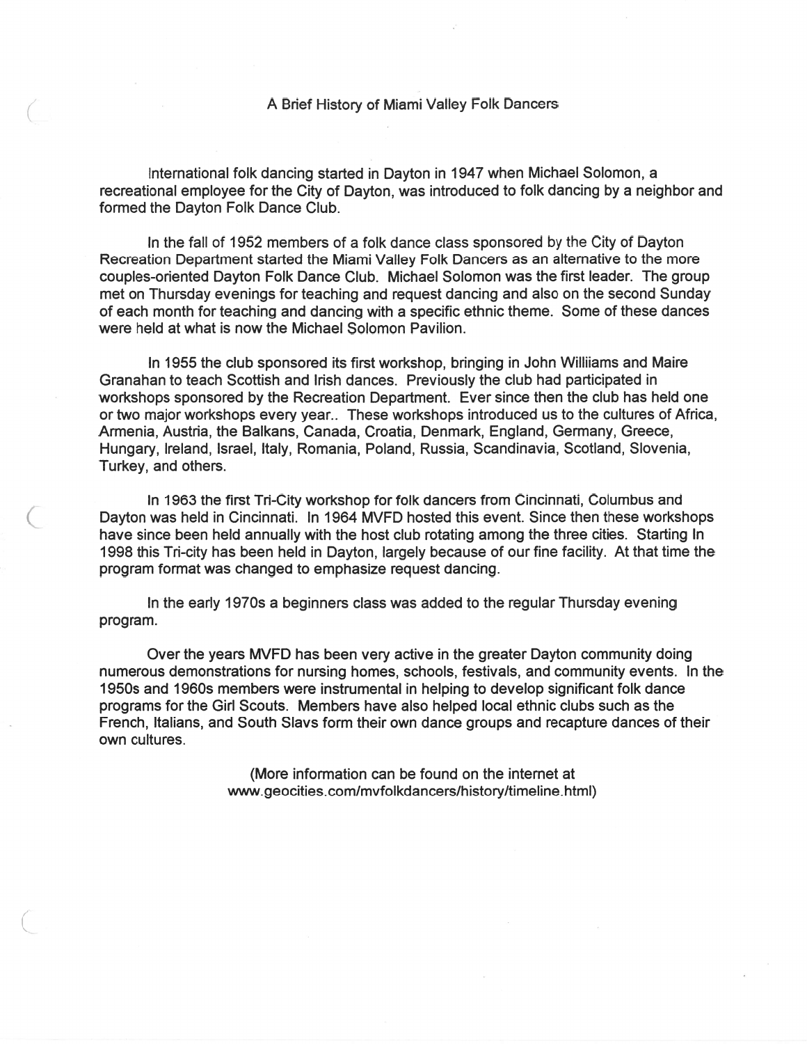# A Brief History of Miami Valley Folk Dancers

International folk dancing started in Dayton in 1947 when Michael Solomon, a recreational employee for the City of Dayton, was introduced to folk dancing by a neighbor and formed the Dayton Folk Dance Club.

In the fall of 1952 members of a folk dance class sponsored by the City of Dayton Recreation Department started the Miami Valley Folk Dancers as an alternative to the more couples-oriented Dayton Folk Dance Club. Michael Solomon was the first leader. The group met on Thursday evenings for teaching and request dancing and also on the second Sunday of each month for teaching and dancing with a specific ethnic theme. Some of these dances were held at what is now the Michael Solomon Pavilion.

In 1955 the club sponsored its first workshop, bringing in John Williiams and Maire Granahan to teach Scottish and Irish dances. Previously the club had participated in workshops sponsored by the Recreation Department. Ever since then the club has held one or two major workshops every year.. These workshops introduced us to the cultures of Africa, Armenia, Austria, the Balkans, Canada, Croatia, Denmark, England, Germany, Greece, Hungary, Ireland, Israel, Italy, Romania, Poland, Russia, Scandinavia, Scotland, Slovenia, Turkey, and others.

In 1963 the first Tri-City workshop for folk dancers from Cincinnati, Columbus and Dayton was held in Cincinnati. In 1964 MVFD hosted this event. Since then these workshops have since been held annually with the host club rotating among the three cities. Starting In 1998 this Tri-city has been held in Dayton, largely because of our fine facility. At that time the program format was changed to emphasize request dancing.

In the early 1970s a beginners class was added to the regular Thursday evening program.

Over the years MVFD has been very active in the greater Dayton community doing numerous demonstrations for nursing homes, schools, festivals, and community events. In the 1950s and 1960s members were instrumental in helping to develop significant folk dance programs for the Girl Scouts. Members have also helped local ethnic clubs such as the French, Italians, and South Slavs form their own dance groups and recapture dances of their own cultures.

(More information can be found on the internet at www.geocities.com/mvfolkdancers/history/timeline.html)